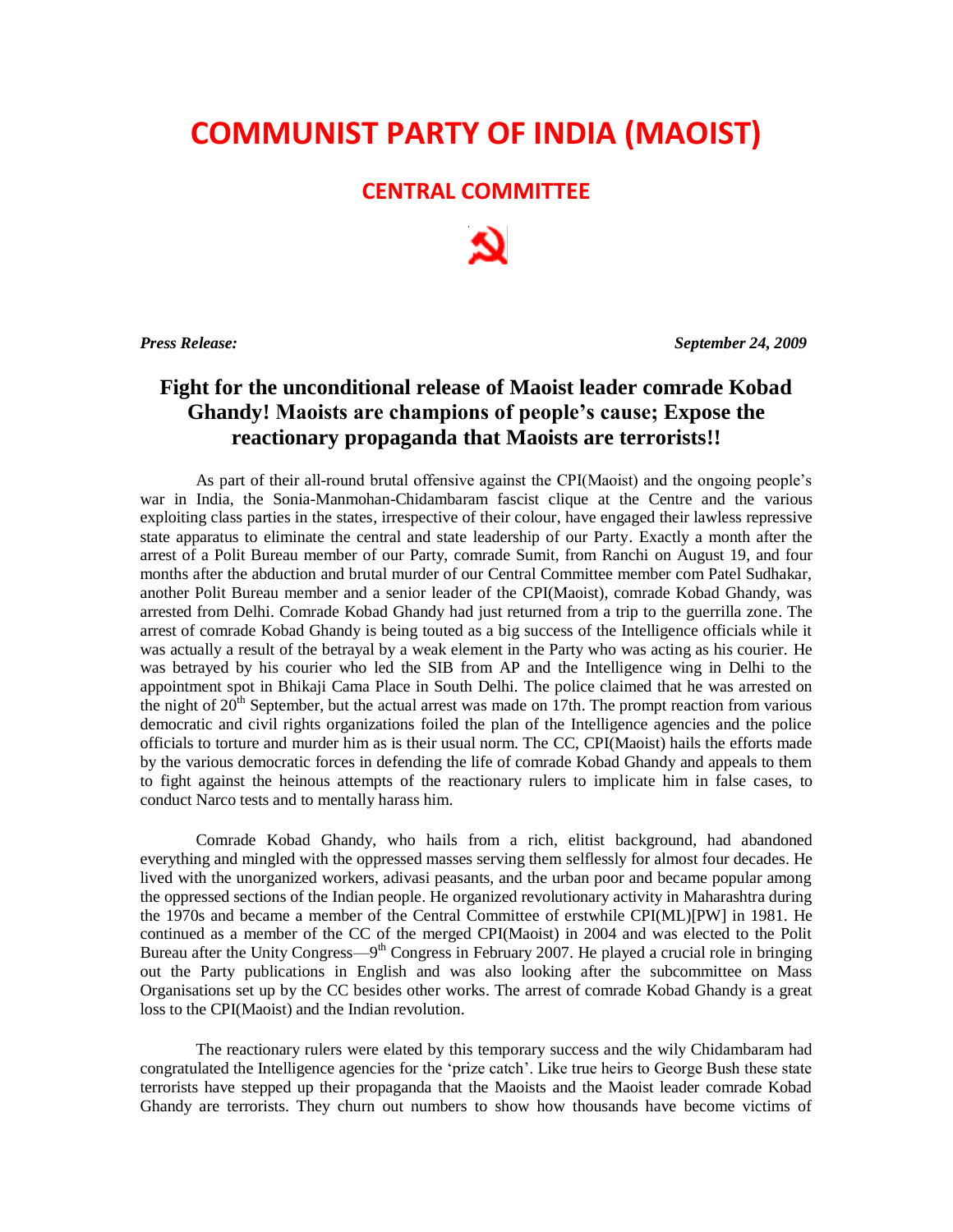# COMMUNIST PARTY OF INDIA (MAOIST)

## CENTRAL COMMITTEE

***Press Release:*** ***September 24, 2009***

### Fight for the unconditional release of Maoist leader comrade Kobad Ghandy! Maoists are champions of people's cause; Expose the reactionary propaganda that Maoists are terrorists!!

As part of their all-round brutal offensive against the CPI(Maoist) and the ongoing people's war in India, the Sonia-Manmohan-Chidambaram fascist clique at the Centre and the various exploiting class parties in the states, irrespective of their colour, have engaged their lawless repressive state apparatus to eliminate the central and state leadership of our Party. Exactly a month after the arrest of a Polit Bureau member of our Party, comrade Sumit, from Ranchi on August 19, and four months after the abduction and brutal murder of our Central Committee member com Patel Sudhakar, another Polit Bureau member and a senior leader of the CPI(Maoist), comrade Kobad Ghandy, was arrested from Delhi. Comrade Kobad Ghandy had just returned from a trip to the guerrilla zone. The arrest of comrade Kobad Ghandy is being touted as a big success of the Intelligence officials while it was actually a result of the betrayal by a weak element in the Party who was acting as his courier. He was betrayed by his courier who led the SIB from AP and the Intelligence wing in Delhi to the appointment spot in Bhikaji Cama Place in South Delhi. The police claimed that he was arrested on the night of 20th September, but the actual arrest was made on 17th. The prompt reaction from various democratic and civil rights organizations foiled the plan of the Intelligence agencies and the police officials to torture and murder him as is their usual norm. The CC, CPI(Maoist) hails the efforts made by the various democratic forces in defending the life of comrade Kobad Ghandy and appeals to them to fight against the heinous attempts of the reactionary rulers to implicate him in false cases, to conduct Narco tests and to mentally harass him.

Comrade Kobad Ghandy, who hails from a rich, elitist background, had abandoned everything and mingled with the oppressed masses serving them selflessly for almost four decades. He lived with the unorganized workers, adivasi peasants, and the urban poor and became popular among the oppressed sections of the Indian people. He organized revolutionary activity in Maharashtra during the 1970s and became a member of the Central Committee of erstwhile CPI(ML)[PW] in 1981. He continued as a member of the CC of the merged CPI(Maoist) in 2004 and was elected to the Polit Bureau after the Unity Congress—9th Congress in February 2007. He played a crucial role in bringing out the Party publications in English and was also looking after the subcommittee on Mass Organisations set up by the CC besides other works. The arrest of comrade Kobad Ghandy is a great loss to the CPI(Maoist) and the Indian revolution.

The reactionary rulers were elated by this temporary success and the wily Chidambaram had congratulated the Intelligence agencies for the 'prize catch'. Like true heirs to George Bush these state terrorists have stepped up their propaganda that the Maoists and the Maoist leader comrade Kobad Ghandy are terrorists. They churn out numbers to show how thousands have become victims of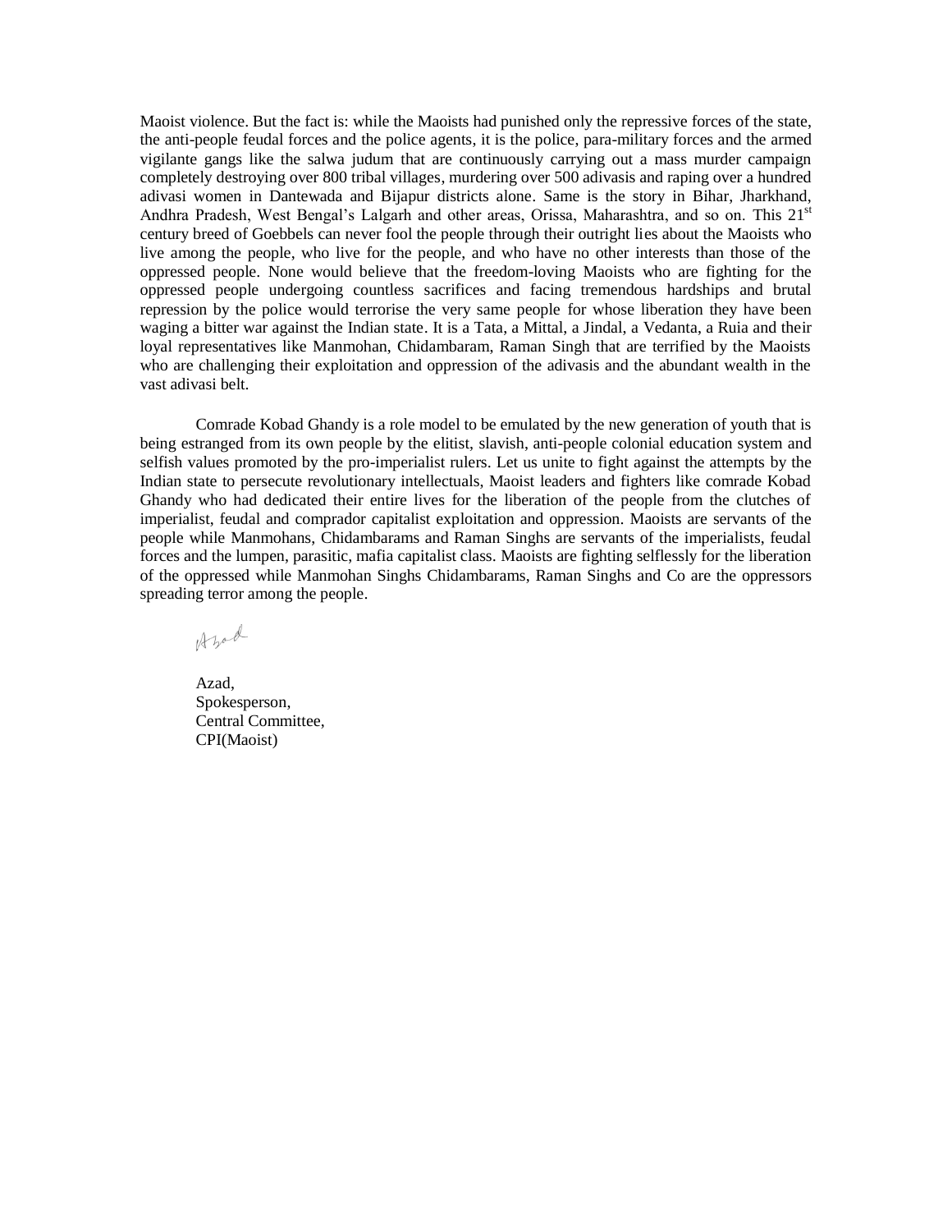Maoist violence. But the fact is: while the Maoists had punished only the repressive forces of the state, the anti-people feudal forces and the police agents, it is the police, para-military forces and the armed vigilante gangs like the salwa judum that are continuously carrying out a mass murder campaign completely destroying over 800 tribal villages, murdering over 500 adivasis and raping over a hundred adivasi women in Dantewada and Bijapur districts alone. Same is the story in Bihar, Jharkhand, Andhra Pradesh, West Bengal's Lalgarh and other areas, Orissa, Maharashtra, and so on. This 21st century breed of Goebbels can never fool the people through their outright lies about the Maoists who live among the people, who live for the people, and who have no other interests than those of the oppressed people. None would believe that the freedom-loving Maoists who are fighting for the oppressed people undergoing countless sacrifices and facing tremendous hardships and brutal repression by the police would terrorise the very same people for whose liberation they have been waging a bitter war against the Indian state. It is a Tata, a Mittal, a Jindal, a Vedanta, a Ruia and their loyal representatives like Manmohan, Chidambaram, Raman Singh that are terrified by the Maoists who are challenging their exploitation and oppression of the adivasis and the abundant wealth in the vast adivasi belt.

Comrade Kobad Ghandy is a role model to be emulated by the new generation of youth that is being estranged from its own people by the elitist, slavish, anti-people colonial education system and selfish values promoted by the pro-imperialist rulers. Let us unite to fight against the attempts by the Indian state to persecute revolutionary intellectuals, Maoist leaders and fighters like comrade Kobad Ghandy who had dedicated their entire lives for the liberation of the people from the clutches of imperialist, feudal and comprador capitalist exploitation and oppression. Maoists are servants of the people while Manmohans, Chidambarams and Raman Singhs are servants of the imperialists, feudal forces and the lumpen, parasitic, mafia capitalist class. Maoists are fighting selflessly for the liberation of the oppressed while Manmohan Singhs Chidambarams, Raman Singhs and Co are the oppressors spreading terror among the people.

Azad

Azad,
Spokesperson,
Central Committee,
CPI(Maoist)